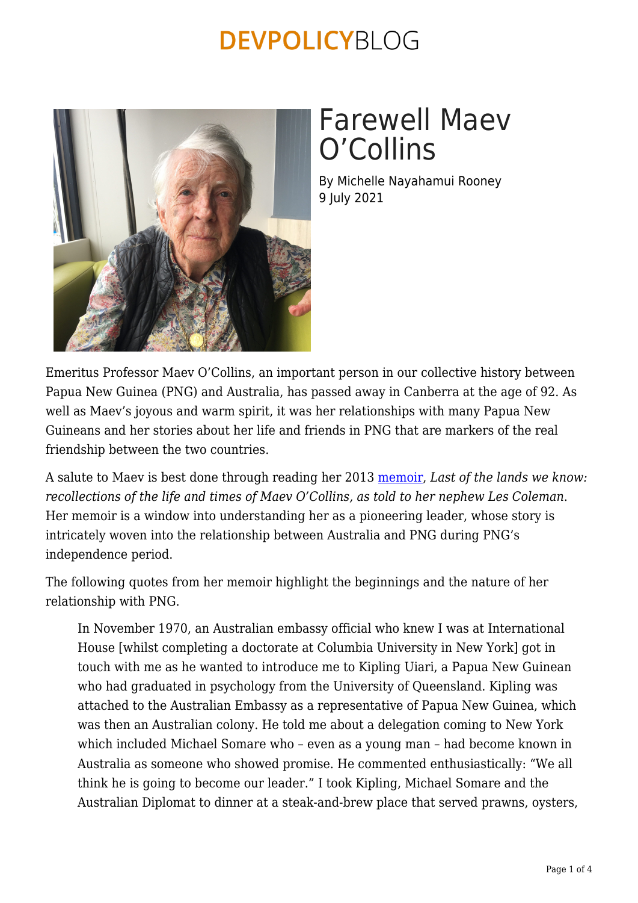# Farewell Maev O'Collins

By Michelle Nayahamui Rooney
9 July 2021

Emeritus Professor Maev O'Collins, an important person in our collective history between Papua New Guinea (PNG) and Australia, has passed away in Canberra at the age of 92. As well as Maev's joyous and warm spirit, it was her relationships with many Papua New Guineans and her stories about her life and friends in PNG that are markers of the real friendship between the two countries.

A salute to Maev is best done through reading her 2013 memoir, *Last of the lands we know: recollections of the life and times of Maev O'Collins, as told to her nephew Les Coleman*. Her memoir is a window into understanding her as a pioneering leader, whose story is intricately woven into the relationship between Australia and PNG during PNG's independence period.

The following quotes from her memoir highlight the beginnings and the nature of her relationship with PNG.

> In November 1970, an Australian embassy official who knew I was at International House [whilst completing a doctorate at Columbia University in New York] got in touch with me as he wanted to introduce me to Kipling Uiari, a Papua New Guinean who had graduated in psychology from the University of Queensland. Kipling was attached to the Australian Embassy as a representative of Papua New Guinea, which was then an Australian colony. He told me about a delegation coming to New York which included Michael Somare who – even as a young man – had become known in Australia as someone who showed promise. He commented enthusiastically: "We all think he is going to become our leader." I took Kipling, Michael Somare and the Australian Diplomat to dinner at a steak-and-brew place that served prawns, oysters,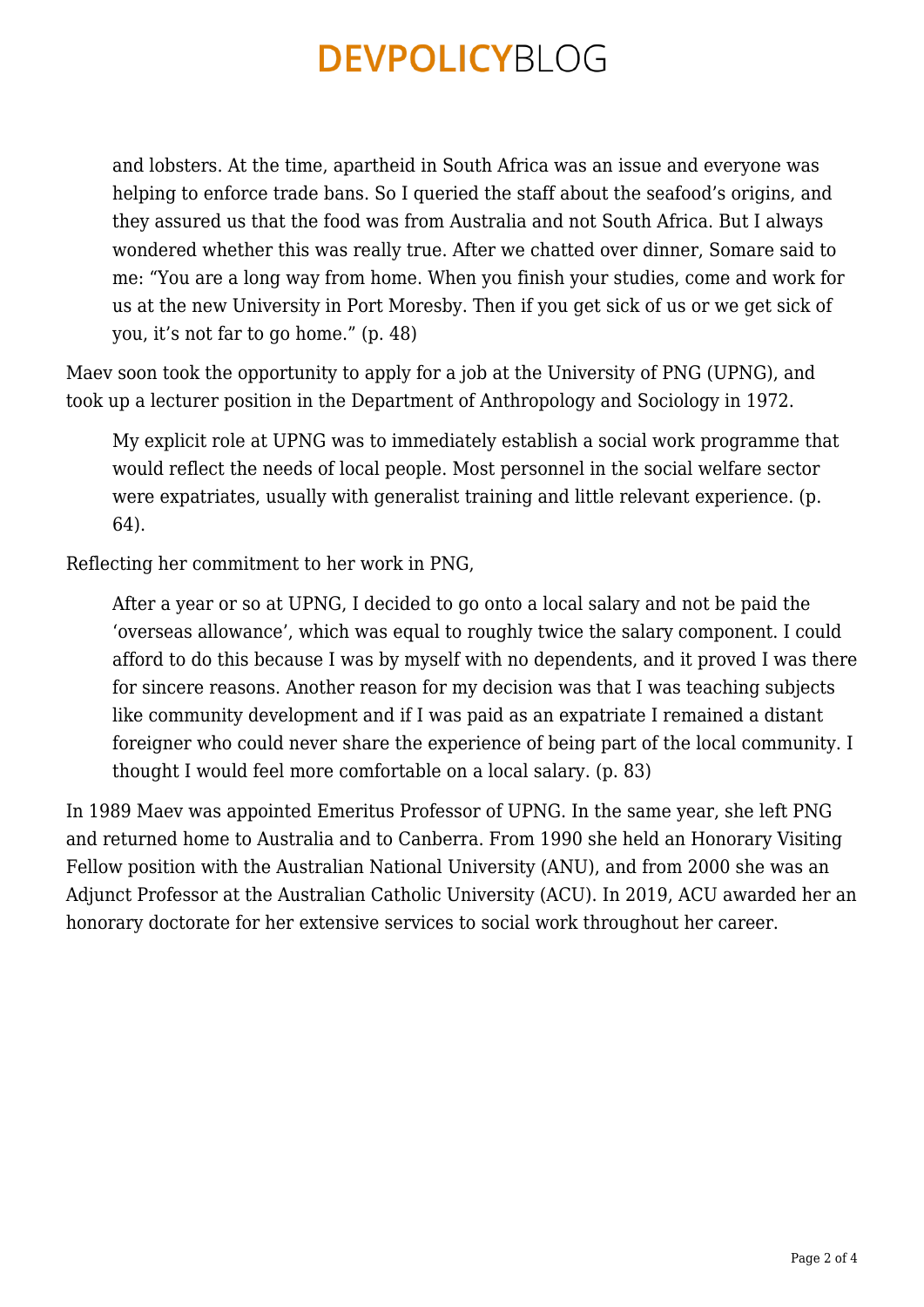> and lobsters. At the time, apartheid in South Africa was an issue and everyone was helping to enforce trade bans. So I queried the staff about the seafood's origins, and they assured us that the food was from Australia and not South Africa. But I always wondered whether this was really true. After we chatted over dinner, Somare said to me: "You are a long way from home. When you finish your studies, come and work for us at the new University in Port Moresby. Then if you get sick of us or we get sick of you, it's not far to go home." (p. 48)

Maev soon took the opportunity to apply for a job at the University of PNG (UPNG), and took up a lecturer position in the Department of Anthropology and Sociology in 1972.

> My explicit role at UPNG was to immediately establish a social work programme that would reflect the needs of local people. Most personnel in the social welfare sector were expatriates, usually with generalist training and little relevant experience. (p. 64).

Reflecting her commitment to her work in PNG,

> After a year or so at UPNG, I decided to go onto a local salary and not be paid the 'overseas allowance', which was equal to roughly twice the salary component. I could afford to do this because I was by myself with no dependents, and it proved I was there for sincere reasons. Another reason for my decision was that I was teaching subjects like community development and if I was paid as an expatriate I remained a distant foreigner who could never share the experience of being part of the local community. I thought I would feel more comfortable on a local salary. (p. 83)

In 1989 Maev was appointed Emeritus Professor of UPNG. In the same year, she left PNG and returned home to Australia and to Canberra. From 1990 she held an Honorary Visiting Fellow position with the Australian National University (ANU), and from 2000 she was an Adjunct Professor at the Australian Catholic University (ACU). In 2019, ACU awarded her an honorary doctorate for her extensive services to social work throughout her career.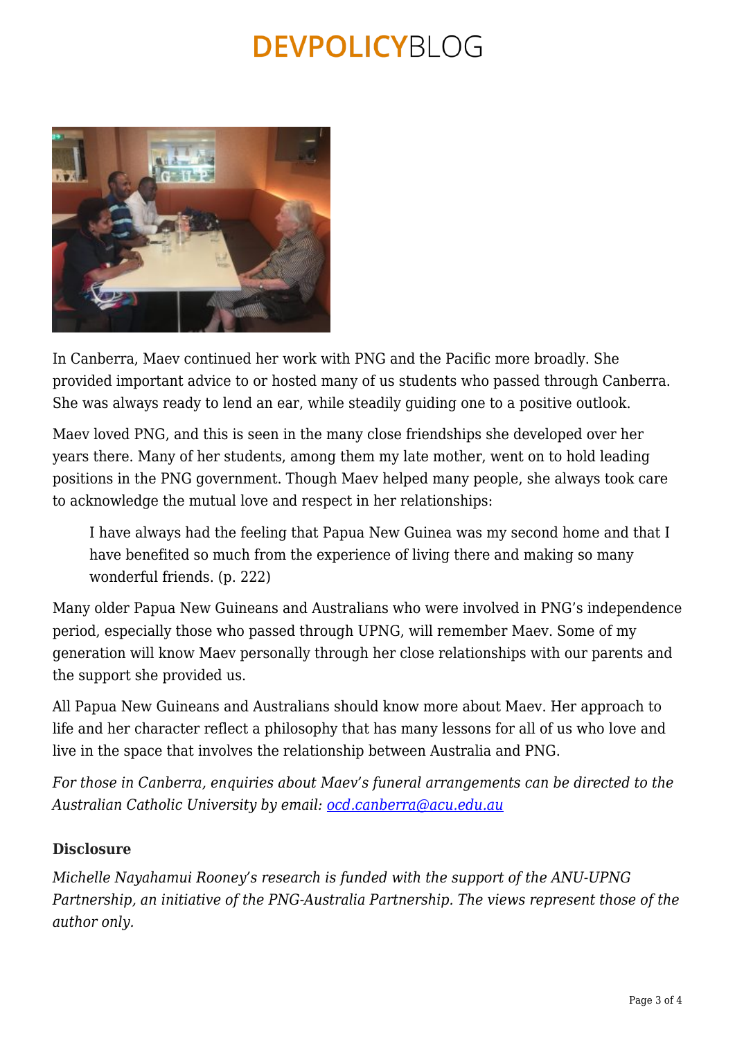In Canberra, Maev continued her work with PNG and the Pacific more broadly. She provided important advice to or hosted many of us students who passed through Canberra. She was always ready to lend an ear, while steadily guiding one to a positive outlook.

Maev loved PNG, and this is seen in the many close friendships she developed over her years there. Many of her students, among them my late mother, went on to hold leading positions in the PNG government. Though Maev helped many people, she always took care to acknowledge the mutual love and respect in her relationships:

> I have always had the feeling that Papua New Guinea was my second home and that I have benefited so much from the experience of living there and making so many wonderful friends. (p. 222)

Many older Papua New Guineans and Australians who were involved in PNG's independence period, especially those who passed through UPNG, will remember Maev. Some of my generation will know Maev personally through her close relationships with our parents and the support she provided us.

All Papua New Guineans and Australians should know more about Maev. Her approach to life and her character reflect a philosophy that has many lessons for all of us who love and live in the space that involves the relationship between Australia and PNG.

*For those in Canberra, enquiries about Maev's funeral arrangements can be directed to the Australian Catholic University by email: ocd.canberra@acu.edu.au*

**Disclosure**

*Michelle Nayahamui Rooney's research is funded with the support of the ANU-UPNG Partnership, an initiative of the PNG-Australia Partnership. The views represent those of the author only.*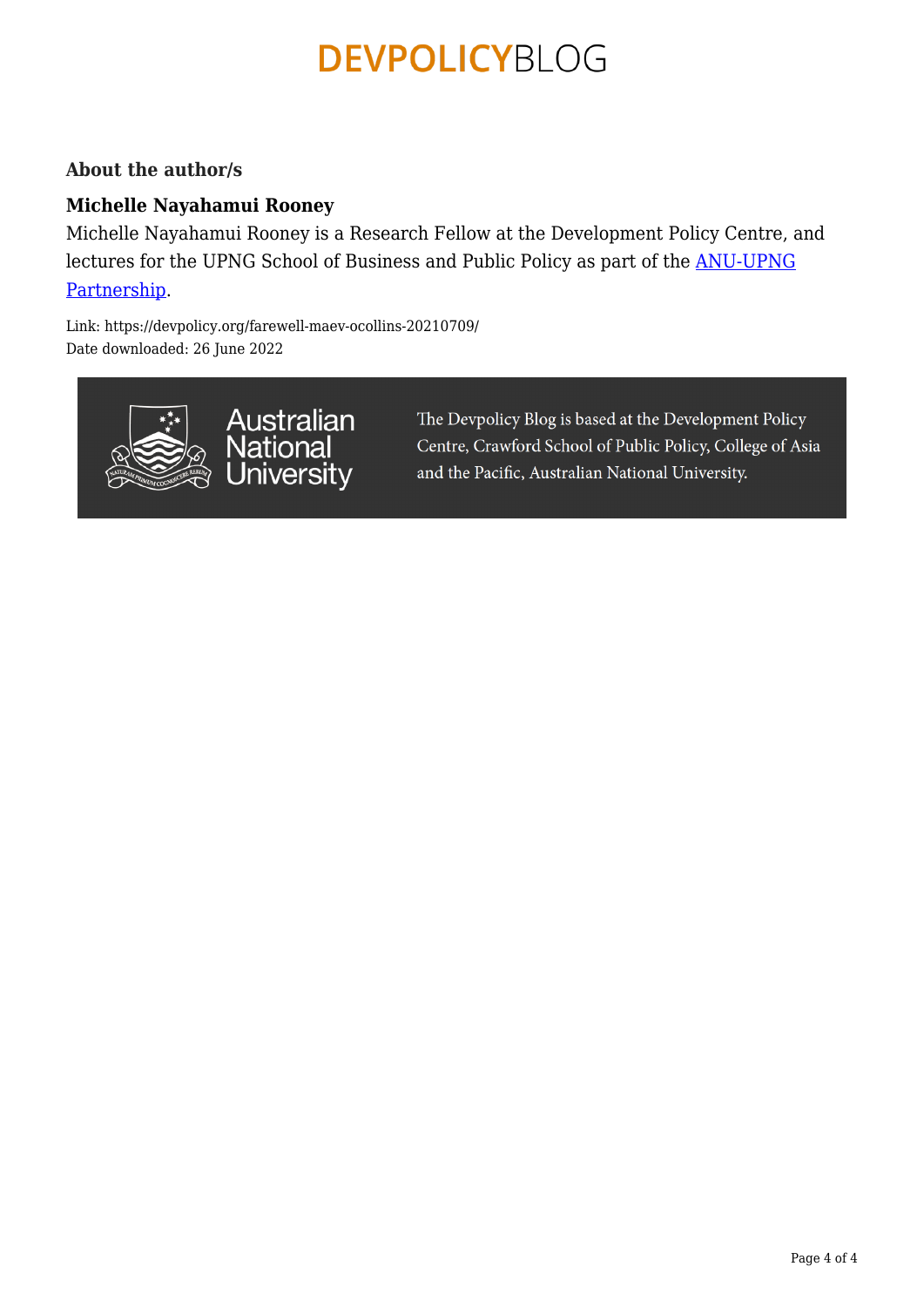### About the author/s

**Michelle Nayahamui Rooney**

Michelle Nayahamui Rooney is a Research Fellow at the Development Policy Centre, and lectures for the UPNG School of Business and Public Policy as part of the [ANU-UPNG Partnership](https://devpolicy.org/farewell-maev-ocollins-20210709/).

Link: https://devpolicy.org/farewell-maev-ocollins-20210709/
Date downloaded: 26 June 2022

Australian National University

The Devpolicy Blog is based at the Development Policy Centre, Crawford School of Public Policy, College of Asia and the Pacific, Australian National University.